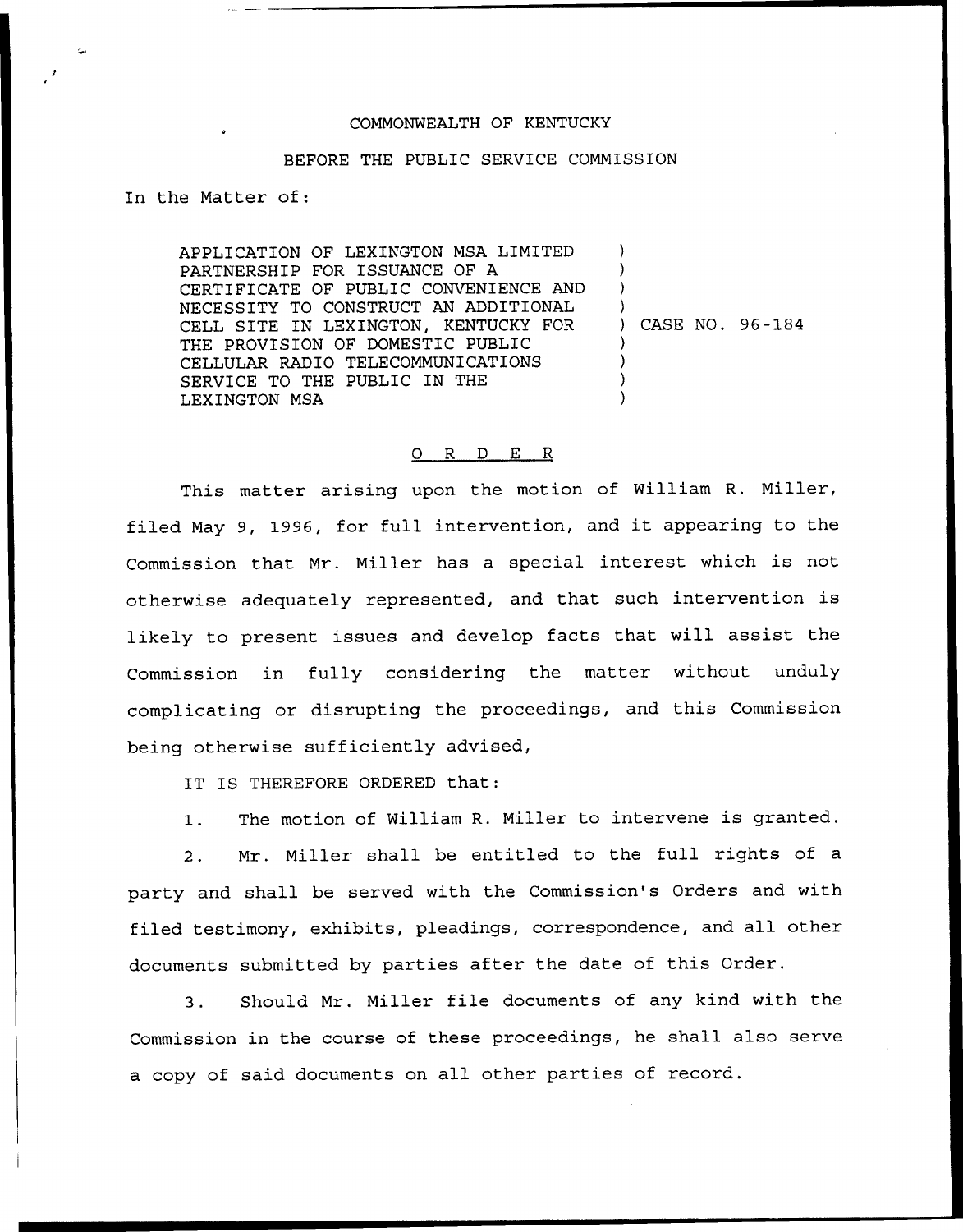COMMONWEALTH OF KENTUCKY

BEFORE THE PUBLIC SERVICE COMMISSION

In the Matter of:

| | |
|---|---|
| APPLICATION OF LEXINGTON MSA LIMITED PARTNERSHIP FOR ISSUANCE OF A CERTIFICATE OF PUBLIC CONVENIENCE AND NECESSITY TO CONSTRUCT AN ADDITIONAL CELL SITE IN LEXINGTON, KENTUCKY FOR THE PROVISION OF DOMESTIC PUBLIC CELLULAR RADIO TELECOMMUNICATIONS SERVICE TO THE PUBLIC IN THE LEXINGTON MSA | ) CASE NO. 96-184 |

O R D E R

This matter arising upon the motion of William R. Miller, filed May 9, 1996, for full intervention, and it appearing to the Commission that Mr. Miller has a special interest which is not otherwise adequately represented, and that such intervention is likely to present issues and develop facts that will assist the Commission in fully considering the matter without unduly complicating or disrupting the proceedings, and this Commission being otherwise sufficiently advised,

IT IS THEREFORE ORDERED that:

1. The motion of William R. Miller to intervene is granted.

2. Mr. Miller shall be entitled to the full rights of a party and shall be served with the Commission's Orders and with filed testimony, exhibits, pleadings, correspondence, and all other documents submitted by parties after the date of this Order.

3. Should Mr. Miller file documents of any kind with the Commission in the course of these proceedings, he shall also serve a copy of said documents on all other parties of record.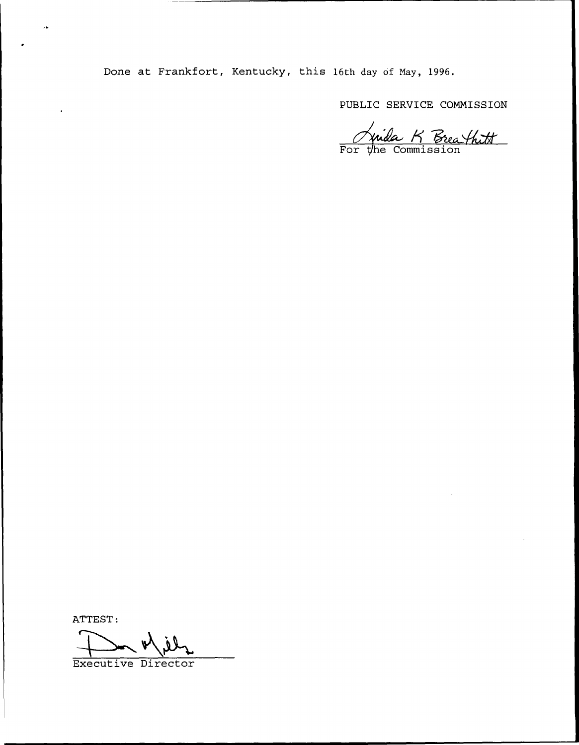Done at Frankfort, Kentucky, this 16th day of May, 1996.

PUBLIC SERVICE COMMISSION

Linda K Breathitt
For the Commission

ATTEST:

Don Mills
Executive Director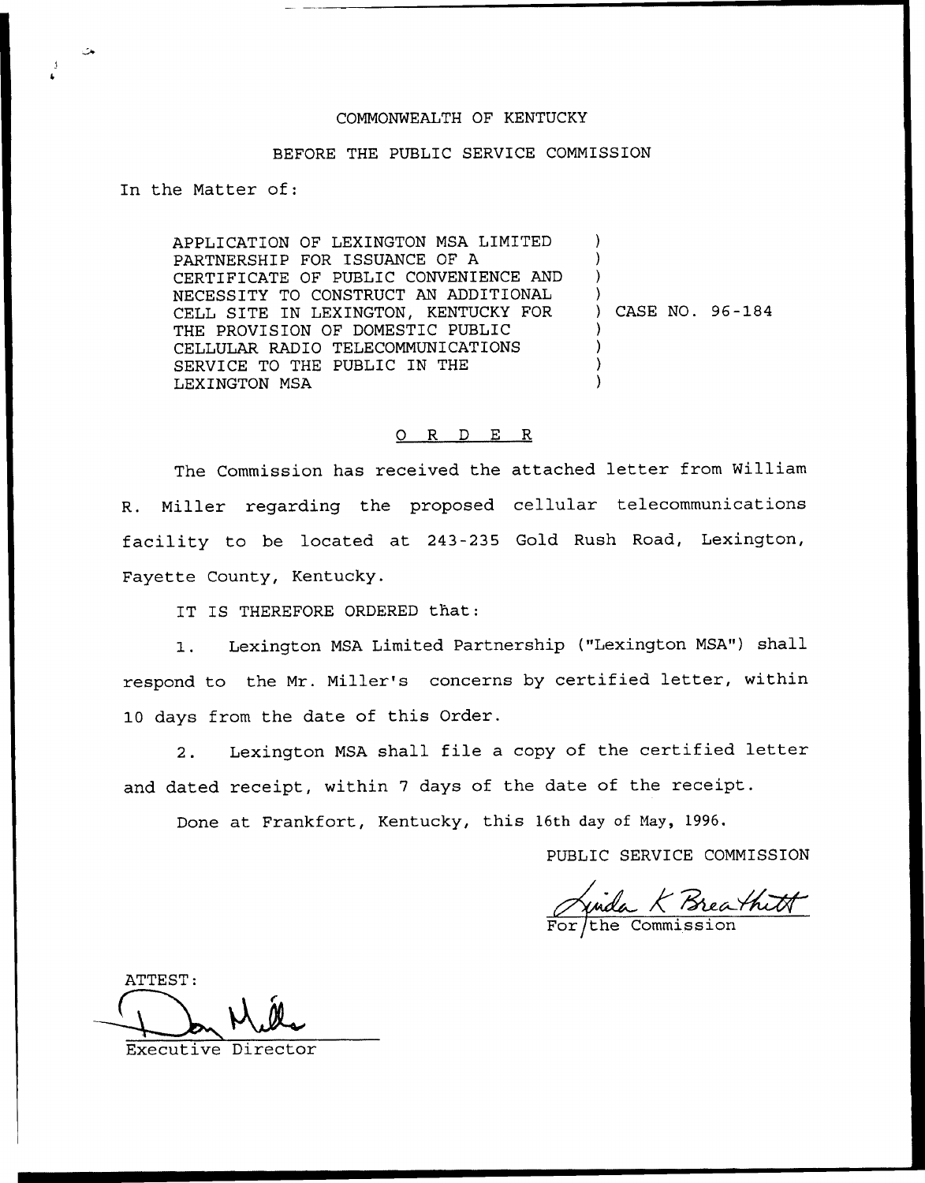COMMONWEALTH OF KENTUCKY

BEFORE THE PUBLIC SERVICE COMMISSION

In the Matter of:

| | |
|---|---|
| APPLICATION OF LEXINGTON MSA LIMITED PARTNERSHIP FOR ISSUANCE OF A CERTIFICATE OF PUBLIC CONVENIENCE AND NECESSITY TO CONSTRUCT AN ADDITIONAL CELL SITE IN LEXINGTON, KENTUCKY FOR THE PROVISION OF DOMESTIC PUBLIC CELLULAR RADIO TELECOMMUNICATIONS SERVICE TO THE PUBLIC IN THE LEXINGTON MSA | ) CASE NO. 96-184 |

## O R D E R

The Commission has received the attached letter from William R. Miller regarding the proposed cellular telecommunications facility to be located at 243-235 Gold Rush Road, Lexington, Fayette County, Kentucky.

IT IS THEREFORE ORDERED that:

1. Lexington MSA Limited Partnership ("Lexington MSA") shall respond to the Mr. Miller's concerns by certified letter, within 10 days from the date of this Order.

2. Lexington MSA shall file a copy of the certified letter and dated receipt, within 7 days of the date of the receipt.

Done at Frankfort, Kentucky, this 16th day of May, 1996.

PUBLIC SERVICE COMMISSION

For the Commission

ATTEST:

Executive Director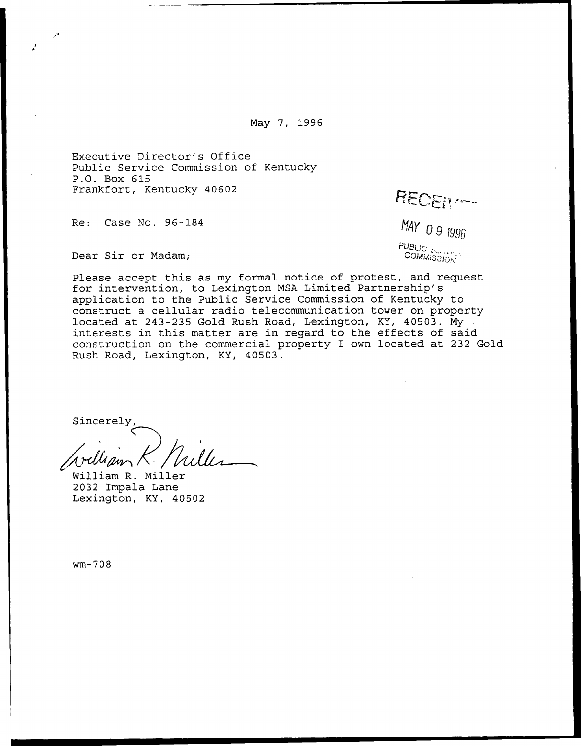May 7, 1996

Executive Director's Office
Public Service Commission of Kentucky
P.O. Box 615
Frankfort, Kentucky 40602

RECEIVED

MAY 09 1996

PUBLIC SERVICE COMMISSION

Re: Case No. 96-184

Dear Sir or Madam;

Please accept this as my formal notice of protest, and request for intervention, to Lexington MSA Limited Partnership's application to the Public Service Commission of Kentucky to construct a cellular radio telecommunication tower on property located at 243-235 Gold Rush Road, Lexington, KY, 40503. My interests in this matter are in regard to the effects of said construction on the commercial property I own located at 232 Gold Rush Road, Lexington, KY, 40503.

Sincerely,

William R. Miller

William R. Miller
2032 Impala Lane
Lexington, KY, 40502

wm-708